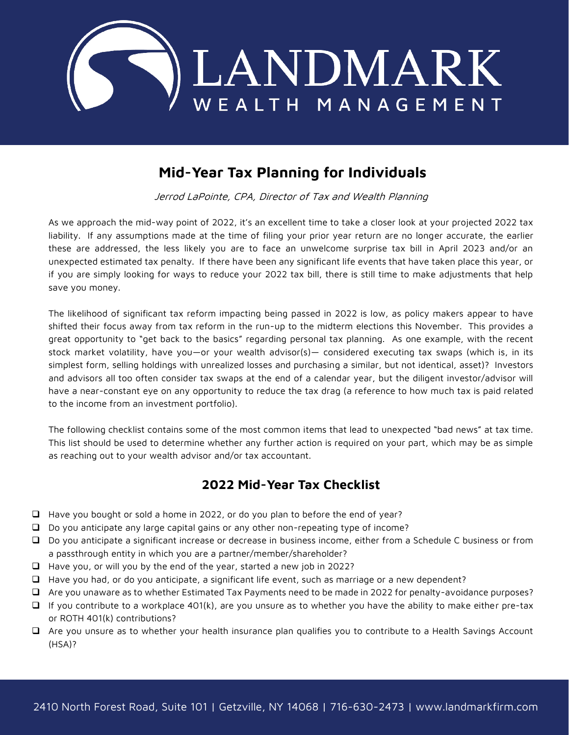# Mid-Year Tax Planning for Individuals

*Jerrod LaPointe, CPA, Director of Tax and Wealth Planning*

As we approach the mid-way point of 2022, it's an excellent time to take a closer look at your projected 2022 tax liability. If any assumptions made at the time of filing your prior year return are no longer accurate, the earlier these are addressed, the less likely you are to face an unwelcome surprise tax bill in April 2023 and/or an unexpected estimated tax penalty. If there have been any significant life events that have taken place this year, or if you are simply looking for ways to reduce your 2022 tax bill, there is still time to make adjustments that help save you money.

The likelihood of significant tax reform impacting being passed in 2022 is low, as policy makers appear to have shifted their focus away from tax reform in the run-up to the midterm elections this November. This provides a great opportunity to "get back to the basics" regarding personal tax planning. As one example, with the recent stock market volatility, have you—or your wealth advisor(s)— considered executing tax swaps (which is, in its simplest form, selling holdings with unrealized losses and purchasing a similar, but not identical, asset)? Investors and advisors all too often consider tax swaps at the end of a calendar year, but the diligent investor/advisor will have a near-constant eye on any opportunity to reduce the tax drag (a reference to how much tax is paid related to the income from an investment portfolio).

The following checklist contains some of the most common items that lead to unexpected "bad news" at tax time. This list should be used to determine whether any further action is required on your part, which may be as simple as reaching out to your wealth advisor and/or tax accountant.

## 2022 Mid-Year Tax Checklist

- ❑ Have you bought or sold a home in 2022, or do you plan to before the end of year?
- ❑ Do you anticipate any large capital gains or any other non-repeating type of income?
- ❑ Do you anticipate a significant increase or decrease in business income, either from a Schedule C business or from a passthrough entity in which you are a partner/member/shareholder?
- ❑ Have you, or will you by the end of the year, started a new job in 2022?
- ❑ Have you had, or do you anticipate, a significant life event, such as marriage or a new dependent?
- ❑ Are you unaware as to whether Estimated Tax Payments need to be made in 2022 for penalty-avoidance purposes?
- ❑ If you contribute to a workplace 401(k), are you unsure as to whether you have the ability to make either pre-tax or ROTH 401(k) contributions?
- ❑ Are you unsure as to whether your health insurance plan qualifies you to contribute to a Health Savings Account (HSA)?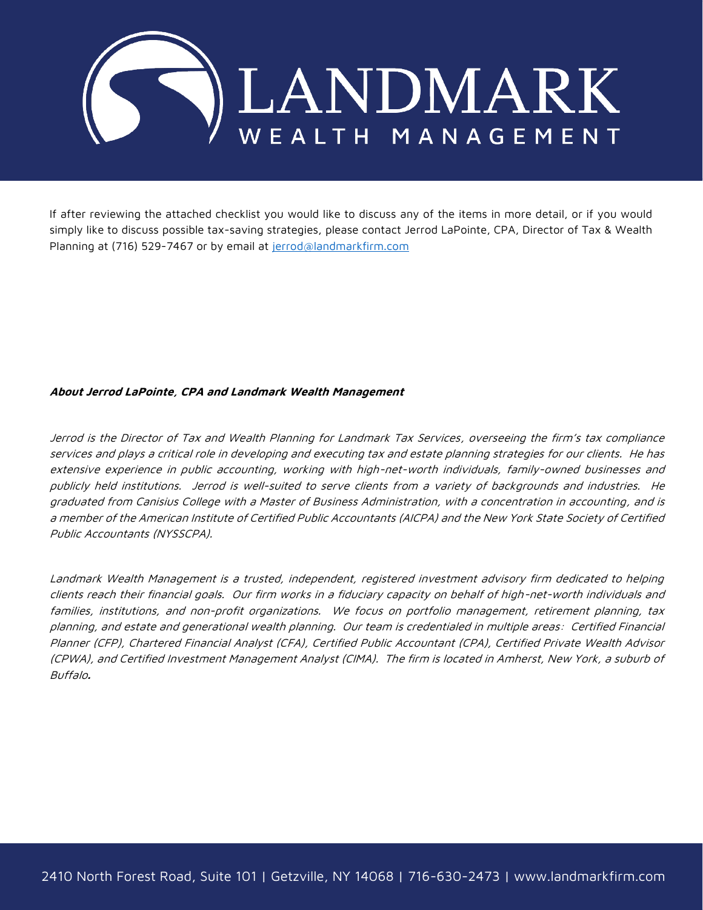# LANDMARK WEALTH MANAGEMENT

If after reviewing the attached checklist you would like to discuss any of the items in more detail, or if you would simply like to discuss possible tax-saving strategies, please contact Jerrod LaPointe, CPA, Director of Tax & Wealth Planning at (716) 529-7467 or by email at jerrod@landmarkfirm.com

***About Jerrod LaPointe, CPA and Landmark Wealth Management***

*Jerrod is the Director of Tax and Wealth Planning for Landmark Tax Services, overseeing the firm's tax compliance services and plays a critical role in developing and executing tax and estate planning strategies for our clients. He has extensive experience in public accounting, working with high-net-worth individuals, family-owned businesses and publicly held institutions. Jerrod is well-suited to serve clients from a variety of backgrounds and industries. He graduated from Canisius College with a Master of Business Administration, with a concentration in accounting, and is a member of the American Institute of Certified Public Accountants (AICPA) and the New York State Society of Certified Public Accountants (NYSSCPA).*

*Landmark Wealth Management is a trusted, independent, registered investment advisory firm dedicated to helping clients reach their financial goals. Our firm works in a fiduciary capacity on behalf of high-net-worth individuals and families, institutions, and non-profit organizations. We focus on portfolio management, retirement planning, tax planning, and estate and generational wealth planning. Our team is credentialed in multiple areas: Certified Financial Planner (CFP), Chartered Financial Analyst (CFA), Certified Public Accountant (CPA), Certified Private Wealth Advisor (CPWA), and Certified Investment Management Analyst (CIMA). The firm is located in Amherst, New York, a suburb of Buffalo.*

2410 North Forest Road, Suite 101 | Getzville, NY 14068 | 716-630-2473 | www.landmarkfirm.com